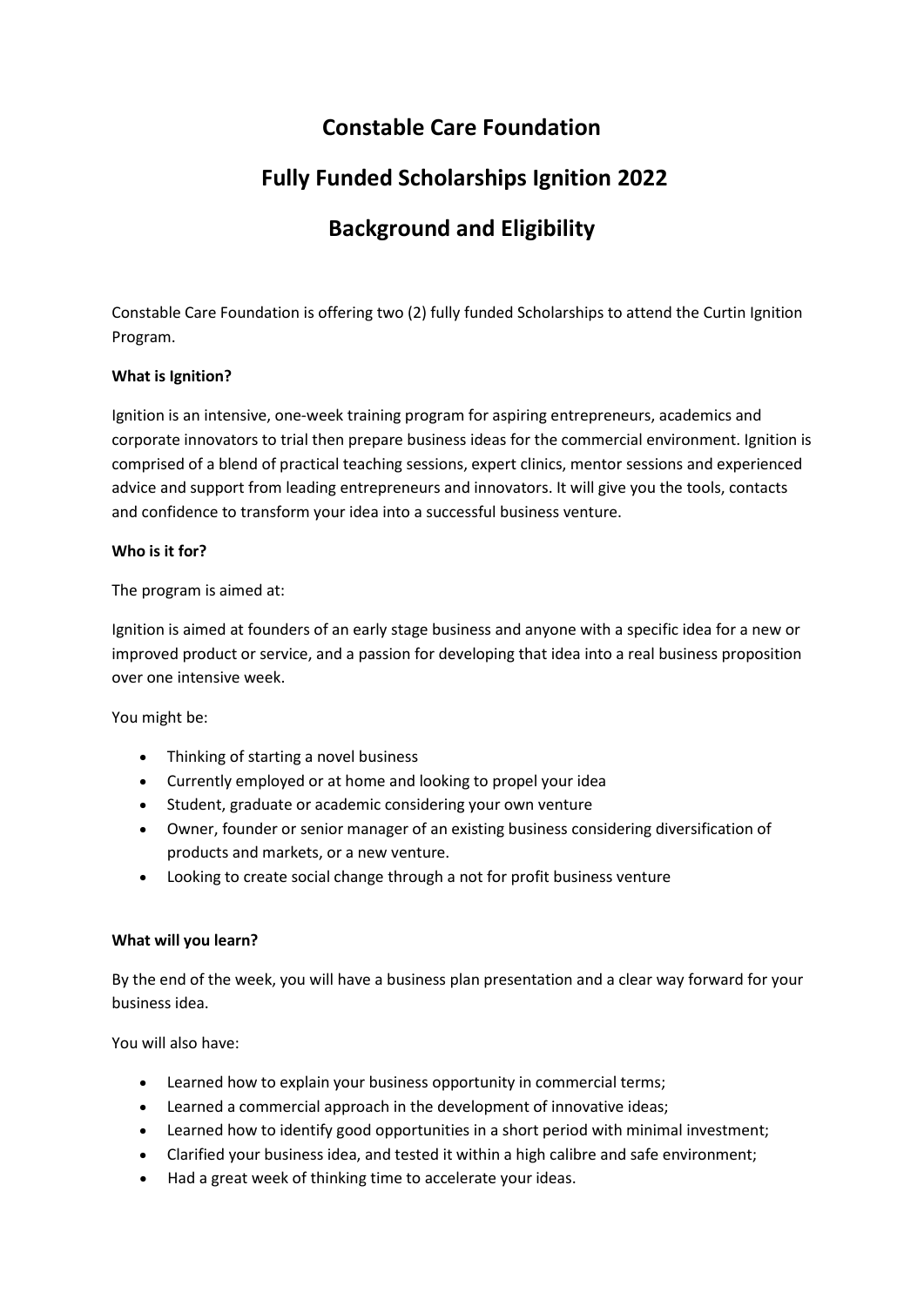# Constable Care Foundation

# Fully Funded Scholarships Ignition 2022

# Background and Eligibility

Constable Care Foundation is offering two (2) fully funded Scholarships to attend the Curtin Ignition Program.

**What is Ignition?**

Ignition is an intensive, one-week training program for aspiring entrepreneurs, academics and corporate innovators to trial then prepare business ideas for the commercial environment. Ignition is comprised of a blend of practical teaching sessions, expert clinics, mentor sessions and experienced advice and support from leading entrepreneurs and innovators. It will give you the tools, contacts and confidence to transform your idea into a successful business venture.

**Who is it for?**

The program is aimed at:

Ignition is aimed at founders of an early stage business and anyone with a specific idea for a new or improved product or service, and a passion for developing that idea into a real business proposition over one intensive week.

You might be:

- Thinking of starting a novel business
- Currently employed or at home and looking to propel your idea
- Student, graduate or academic considering your own venture
- Owner, founder or senior manager of an existing business considering diversification of products and markets, or a new venture.
- Looking to create social change through a not for profit business venture

**What will you learn?**

By the end of the week, you will have a business plan presentation and a clear way forward for your business idea.

You will also have:

- Learned how to explain your business opportunity in commercial terms;
- Learned a commercial approach in the development of innovative ideas;
- Learned how to identify good opportunities in a short period with minimal investment;
- Clarified your business idea, and tested it within a high calibre and safe environment;
- Had a great week of thinking time to accelerate your ideas.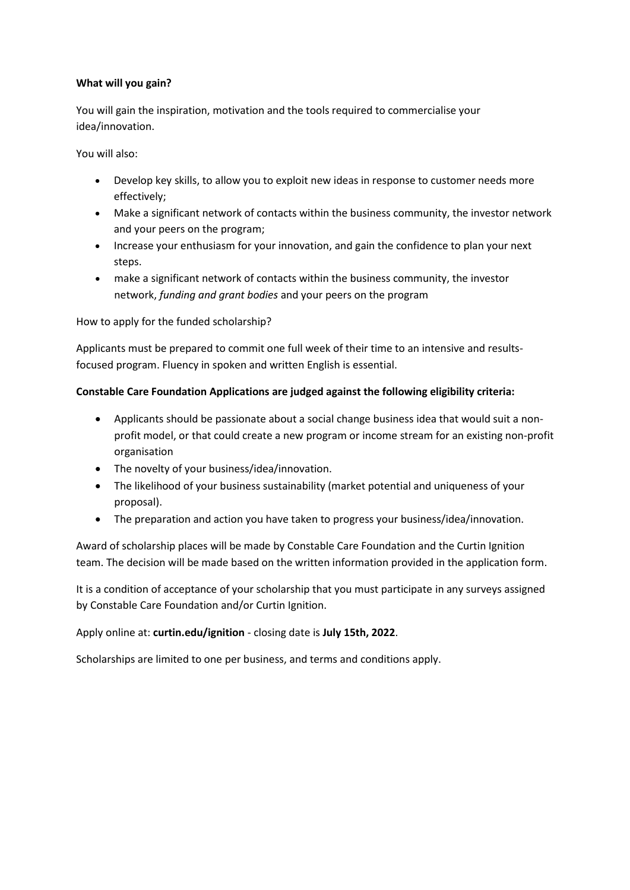**What will you gain?**

You will gain the inspiration, motivation and the tools required to commercialise your idea/innovation.

You will also:

- Develop key skills, to allow you to exploit new ideas in response to customer needs more effectively;
- Make a significant network of contacts within the business community, the investor network and your peers on the program;
- Increase your enthusiasm for your innovation, and gain the confidence to plan your next steps.
- make a significant network of contacts within the business community, the investor network, *funding and grant bodies* and your peers on the program

How to apply for the funded scholarship?

Applicants must be prepared to commit one full week of their time to an intensive and results-focused program. Fluency in spoken and written English is essential.

**Constable Care Foundation Applications are judged against the following eligibility criteria:**

- Applicants should be passionate about a social change business idea that would suit a non-profit model, or that could create a new program or income stream for an existing non-profit organisation
- The novelty of your business/idea/innovation.
- The likelihood of your business sustainability (market potential and uniqueness of your proposal).
- The preparation and action you have taken to progress your business/idea/innovation.

Award of scholarship places will be made by Constable Care Foundation and the Curtin Ignition team. The decision will be made based on the written information provided in the application form.

It is a condition of acceptance of your scholarship that you must participate in any surveys assigned by Constable Care Foundation and/or Curtin Ignition.

Apply online at: **curtin.edu/ignition** - closing date is **July 15th, 2022**.

Scholarships are limited to one per business, and terms and conditions apply.